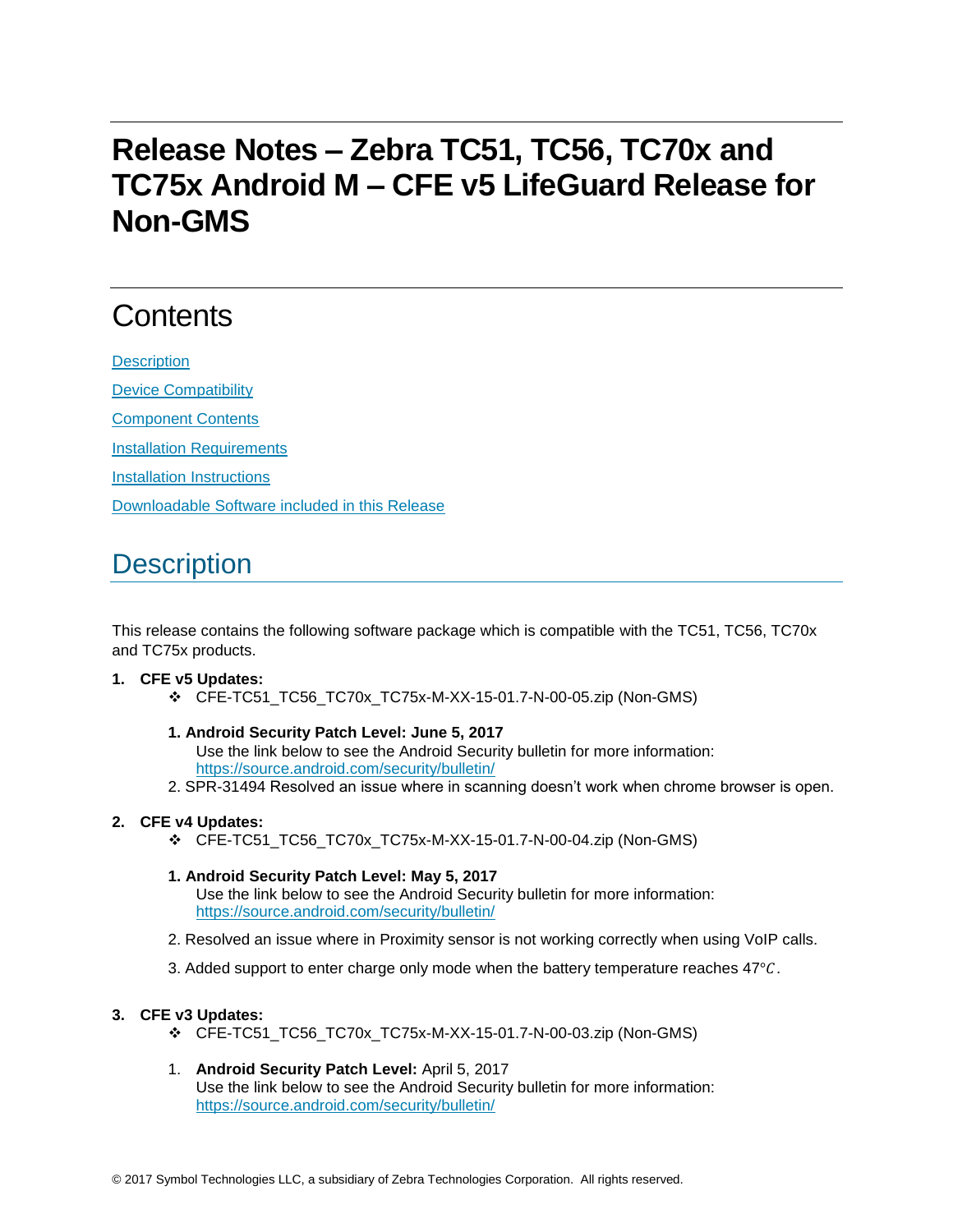# Release Notes – Zebra TC51, TC56, TC70x and TC75x Android M – CFE v5 LifeGuard Release for Non-GMS

## Contents

[Description](#description)

[Device Compatibility](#device-compatibility)

[Component Contents](#component-contents)

[Installation Requirements](#installation-requirements)

[Installation Instructions](#installation-instructions)

[Downloadable Software included in this Release](#downloadable-software-included-in-this-release)

## Description

This release contains the following software package which is compatible with the TC51, TC56, TC70x and TC75x products.

1. **CFE v5 Updates:**
   - CFE-TC51_TC56_TC70x_TC75x-M-XX-15-01.7-N-00-05.zip (Non-GMS)

   1. **Android Security Patch Level: June 5, 2017**
      Use the link below to see the Android Security bulletin for more information:
      [https://source.android.com/security/bulletin/](https://source.android.com/security/bulletin/)
   2. SPR-31494 Resolved an issue where in scanning doesn't work when chrome browser is open.

2. **CFE v4 Updates:**
   - CFE-TC51_TC56_TC70x_TC75x-M-XX-15-01.7-N-00-04.zip (Non-GMS)

   1. **Android Security Patch Level: May 5, 2017**
      Use the link below to see the Android Security bulletin for more information:
      [https://source.android.com/security/bulletin/](https://source.android.com/security/bulletin/)
   2. Resolved an issue where in Proximity sensor is not working correctly when using VoIP calls.
   3. Added support to enter charge only mode when the battery temperature reaches 47°C.

3. **CFE v3 Updates:**
   - CFE-TC51_TC56_TC70x_TC75x-M-XX-15-01.7-N-00-03.zip (Non-GMS)

   1. **Android Security Patch Level:** April 5, 2017
      Use the link below to see the Android Security bulletin for more information:
      [https://source.android.com/security/bulletin/](https://source.android.com/security/bulletin/)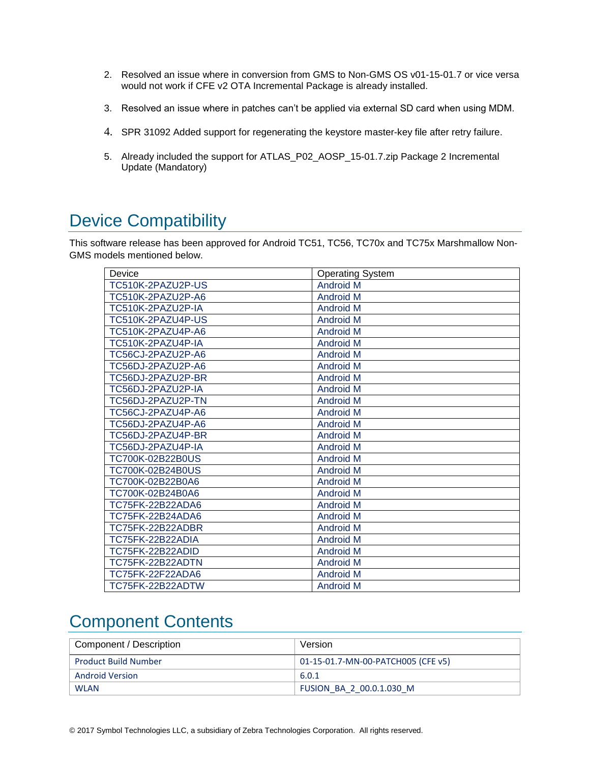2. Resolved an issue where in conversion from GMS to Non-GMS OS v01-15-01.7 or vice versa would not work if CFE v2 OTA Incremental Package is already installed.

3. Resolved an issue where in patches can't be applied via external SD card when using MDM.

4. SPR 31092 Added support for regenerating the keystore master-key file after retry failure.

5. Already included the support for ATLAS_P02_AOSP_15-01.7.zip Package 2 Incremental Update (Mandatory)

# Device Compatibility

This software release has been approved for Android TC51, TC56, TC70x and TC75x Marshmallow Non-GMS models mentioned below.

| Device | Operating System |
|---|---|
| TC510K-2PAZU2P-US | Android M |
| TC510K-2PAZU2P-A6 | Android M |
| TC510K-2PAZU2P-IA | Android M |
| TC510K-2PAZU4P-US | Android M |
| TC510K-2PAZU4P-A6 | Android M |
| TC510K-2PAZU4P-IA | Android M |
| TC56CJ-2PAZU2P-A6 | Android M |
| TC56DJ-2PAZU2P-A6 | Android M |
| TC56DJ-2PAZU2P-BR | Android M |
| TC56DJ-2PAZU2P-IA | Android M |
| TC56DJ-2PAZU2P-TN | Android M |
| TC56CJ-2PAZU4P-A6 | Android M |
| TC56DJ-2PAZU4P-A6 | Android M |
| TC56DJ-2PAZU4P-BR | Android M |
| TC56DJ-2PAZU4P-IA | Android M |
| TC700K-02B22B0US | Android M |
| TC700K-02B24B0US | Android M |
| TC700K-02B22B0A6 | Android M |
| TC700K-02B24B0A6 | Android M |
| TC75FK-22B22ADA6 | Android M |
| TC75FK-22B24ADA6 | Android M |
| TC75FK-22B22ADBR | Android M |
| TC75FK-22B22ADIA | Android M |
| TC75FK-22B22ADID | Android M |
| TC75FK-22B22ADTN | Android M |
| TC75FK-22F22ADA6 | Android M |
| TC75FK-22B22ADTW | Android M |

# Component Contents

| Component / Description | Version |
|---|---|
| Product Build Number | 01-15-01.7-MN-00-PATCH005 (CFE v5) |
| Android Version | 6.0.1 |
| WLAN | FUSION_BA_2_00.0.1.030_M |

© 2017 Symbol Technologies LLC, a subsidiary of Zebra Technologies Corporation. All rights reserved.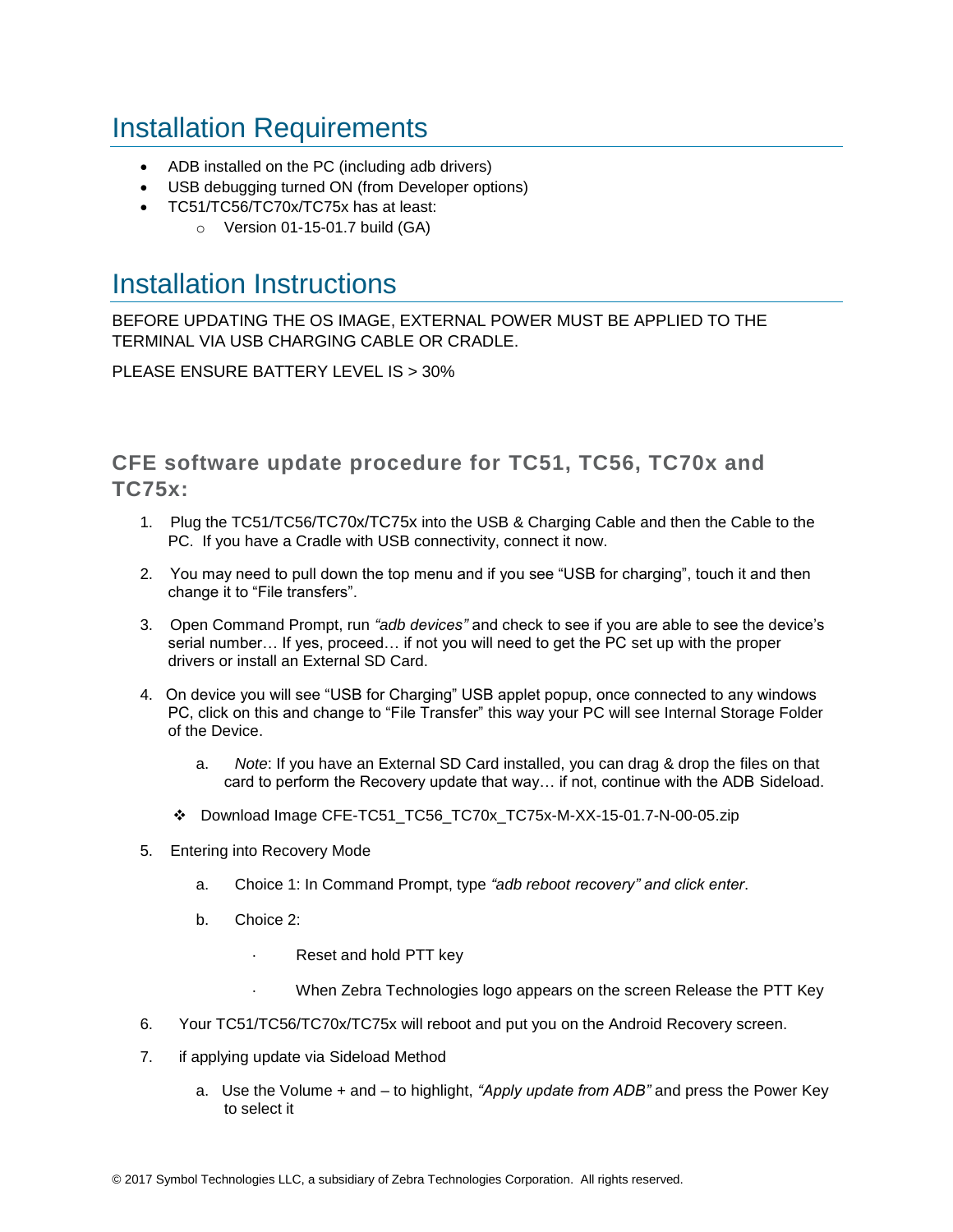# Installation Requirements

- ADB installed on the PC (including adb drivers)
- USB debugging turned ON (from Developer options)
- TC51/TC56/TC70x/TC75x has at least:
    - Version 01-15-01.7 build (GA)

# Installation Instructions

BEFORE UPDATING THE OS IMAGE, EXTERNAL POWER MUST BE APPLIED TO THE TERMINAL VIA USB CHARGING CABLE OR CRADLE.

PLEASE ENSURE BATTERY LEVEL IS > 30%

## CFE software update procedure for TC51, TC56, TC70x and TC75x:

1. Plug the TC51/TC56/TC70x/TC75x into the USB & Charging Cable and then the Cable to the PC. If you have a Cradle with USB connectivity, connect it now.

2. You may need to pull down the top menu and if you see “USB for charging”, touch it and then change it to “File transfers”.

3. Open Command Prompt, run *“adb devices”* and check to see if you are able to see the device’s serial number… If yes, proceed… if not you will need to get the PC set up with the proper drivers or install an External SD Card.

4. On device you will see “USB for Charging” USB applet popup, once connected to any windows PC, click on this and change to “File Transfer” this way your PC will see Internal Storage Folder of the Device.

    a. *Note*: If you have an External SD Card installed, you can drag & drop the files on that card to perform the Recovery update that way… if not, continue with the ADB Sideload.

    ❖ Download Image CFE-TC51_TC56_TC70x_TC75x-M-XX-15-01.7-N-00-05.zip

5. Entering into Recovery Mode

    a. Choice 1: In Command Prompt, type *“adb reboot recovery” and click enter*.

    b. Choice 2:

        · Reset and hold PTT key

        · When Zebra Technologies logo appears on the screen Release the PTT Key

6. Your TC51/TC56/TC70x/TC75x will reboot and put you on the Android Recovery screen.

7. if applying update via Sideload Method

    a. Use the Volume + and – to highlight, *“Apply update from ADB”* and press the Power Key to select it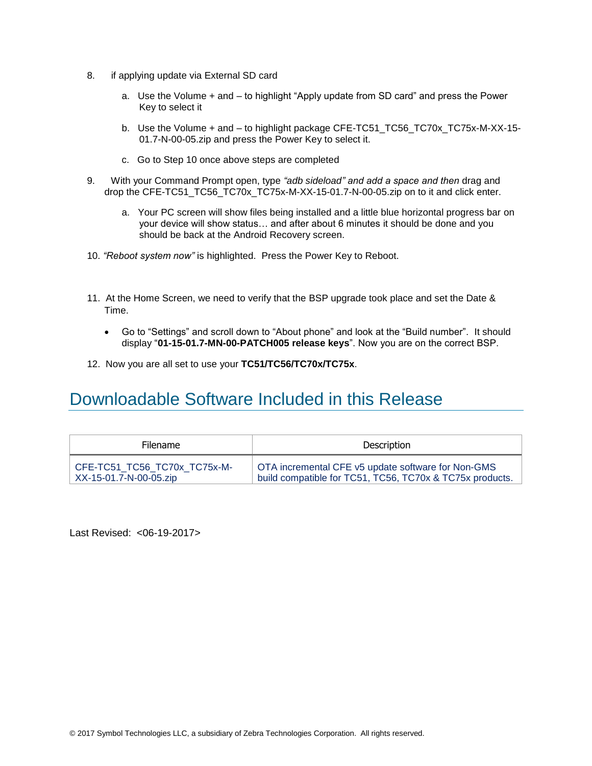8. if applying update via External SD card

   a. Use the Volume + and – to highlight “Apply update from SD card” and press the Power Key to select it

   b. Use the Volume + and – to highlight package CFE-TC51_TC56_TC70x_TC75x-M-XX-15-01.7-N-00-05.zip and press the Power Key to select it.

   c. Go to Step 10 once above steps are completed

9. With your Command Prompt open, type *“adb sideload” and add a space and then* drag and drop the CFE-TC51_TC56_TC70x_TC75x-M-XX-15-01.7-N-00-05.zip on to it and click enter.

   a. Your PC screen will show files being installed and a little blue horizontal progress bar on your device will show status… and after about 6 minutes it should be done and you should be back at the Android Recovery screen.

10. *“Reboot system now”* is highlighted. Press the Power Key to Reboot.

11. At the Home Screen, we need to verify that the BSP upgrade took place and set the Date & Time.

    - Go to “Settings” and scroll down to “About phone” and look at the “Build number”. It should display “**01-15-01.7-MN-00-PATCH005 release keys**”. Now you are on the correct BSP.

12. Now you are all set to use your **TC51/TC56/TC70x/TC75x**.

# Downloadable Software Included in this Release

| Filename | Description |
| --- | --- |
| CFE-TC51_TC56_TC70x_TC75x-M-XX-15-01.7-N-00-05.zip | OTA incremental CFE v5 update software for Non-GMS build compatible for TC51, TC56, TC70x & TC75x products. |

Last Revised: <06-19-2017>

© 2017 Symbol Technologies LLC, a subsidiary of Zebra Technologies Corporation. All rights reserved.